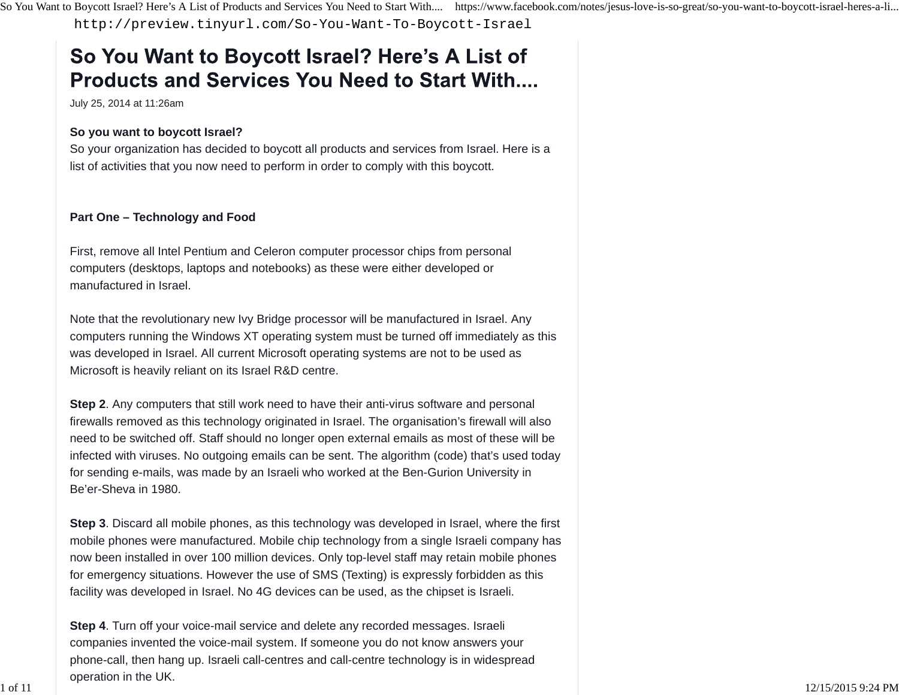http://preview.tinyurl.com/So-You-Want-To-Boycott-Israel

# So You Want to Boycott Israel? Here's A List of Products and Services You Need to Start With....

July 25, 2014 at 11:26am

**So you want to boycott Israel?**
So your organization has decided to boycott all products and services from Israel. Here is a list of activities that you now need to perform in order to comply with this boycott.

**Part One – Technology and Food**

First, remove all Intel Pentium and Celeron computer processor chips from personal computers (desktops, laptops and notebooks) as these were either developed or manufactured in Israel.

Note that the revolutionary new Ivy Bridge processor will be manufactured in Israel. Any computers running the Windows XT operating system must be turned off immediately as this was developed in Israel. All current Microsoft operating systems are not to be used as Microsoft is heavily reliant on its Israel R&D centre.

**Step 2**. Any computers that still work need to have their anti-virus software and personal firewalls removed as this technology originated in Israel. The organisation's firewall will also need to be switched off. Staff should no longer open external emails as most of these will be infected with viruses. No outgoing emails can be sent. The algorithm (code) that's used today for sending e-mails, was made by an Israeli who worked at the Ben-Gurion University in Be'er-Sheva in 1980.

**Step 3**. Discard all mobile phones, as this technology was developed in Israel, where the first mobile phones were manufactured. Mobile chip technology from a single Israeli company has now been installed in over 100 million devices. Only top-level staff may retain mobile phones for emergency situations. However the use of SMS (Texting) is expressly forbidden as this facility was developed in Israel. No 4G devices can be used, as the chipset is Israeli.

**Step 4**. Turn off your voice-mail service and delete any recorded messages. Israeli companies invented the voice-mail system. If someone you do not know answers your phone-call, then hang up. Israeli call-centres and call-centre technology is in widespread operation in the UK.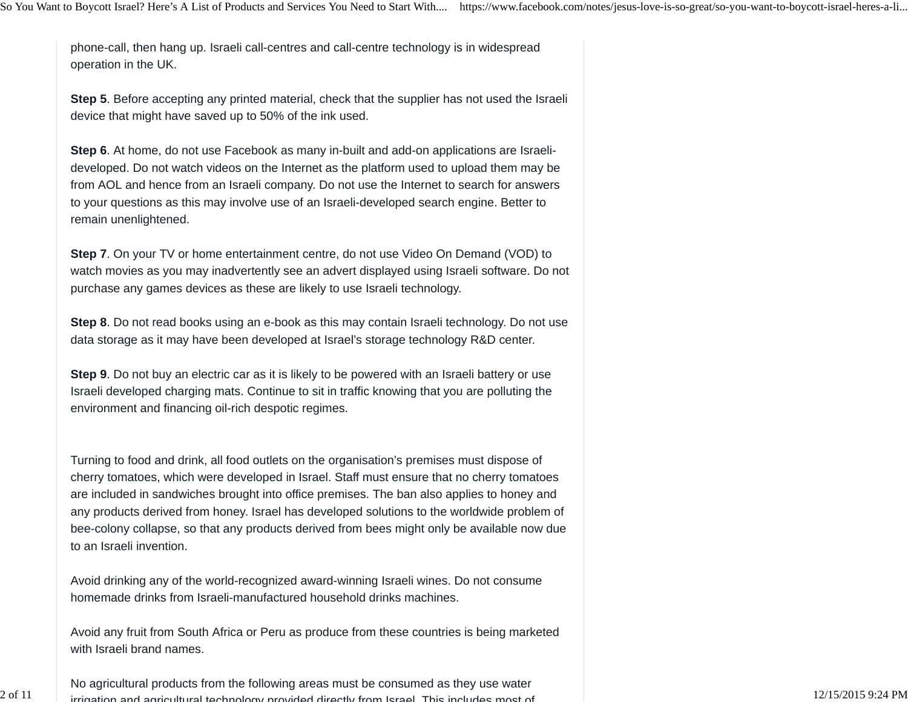phone-call, then hang up. Israeli call-centres and call-centre technology is in widespread operation in the UK.

**Step 5**. Before accepting any printed material, check that the supplier has not used the Israeli device that might have saved up to 50% of the ink used.

**Step 6**. At home, do not use Facebook as many in-built and add-on applications are Israeli-developed. Do not watch videos on the Internet as the platform used to upload them may be from AOL and hence from an Israeli company. Do not use the Internet to search for answers to your questions as this may involve use of an Israeli-developed search engine. Better to remain unenlightened.

**Step 7**. On your TV or home entertainment centre, do not use Video On Demand (VOD) to watch movies as you may inadvertently see an advert displayed using Israeli software. Do not purchase any games devices as these are likely to use Israeli technology.

**Step 8**. Do not read books using an e-book as this may contain Israeli technology. Do not use data storage as it may have been developed at Israel's storage technology R&D center.

**Step 9**. Do not buy an electric car as it is likely to be powered with an Israeli battery or use Israeli developed charging mats. Continue to sit in traffic knowing that you are polluting the environment and financing oil-rich despotic regimes.

Turning to food and drink, all food outlets on the organisation's premises must dispose of cherry tomatoes, which were developed in Israel. Staff must ensure that no cherry tomatoes are included in sandwiches brought into office premises. The ban also applies to honey and any products derived from honey. Israel has developed solutions to the worldwide problem of bee-colony collapse, so that any products derived from bees might only be available now due to an Israeli invention.

Avoid drinking any of the world-recognized award-winning Israeli wines. Do not consume homemade drinks from Israeli-manufactured household drinks machines.

Avoid any fruit from South Africa or Peru as produce from these countries is being marketed with Israeli brand names.

No agricultural products from the following areas must be consumed as they use water irrigation and agricultural technology provided directly from Israel. This includes most of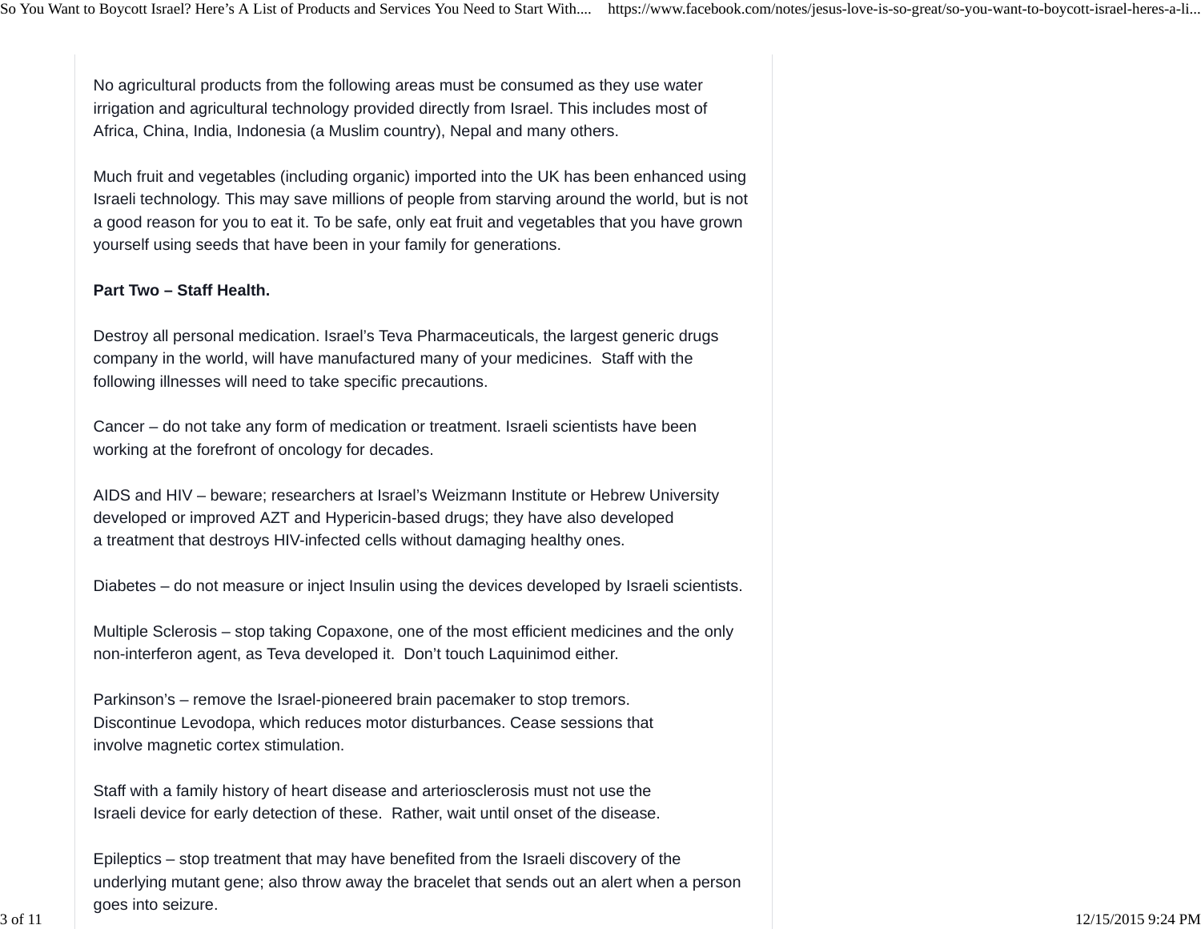No agricultural products from the following areas must be consumed as they use water irrigation and agricultural technology provided directly from Israel. This includes most of Africa, China, India, Indonesia (a Muslim country), Nepal and many others.

Much fruit and vegetables (including organic) imported into the UK has been enhanced using Israeli technology. This may save millions of people from starving around the world, but is not a good reason for you to eat it. To be safe, only eat fruit and vegetables that you have grown yourself using seeds that have been in your family for generations.

**Part Two – Staff Health.**

Destroy all personal medication. Israel's Teva Pharmaceuticals, the largest generic drugs company in the world, will have manufactured many of your medicines. Staff with the following illnesses will need to take specific precautions.

Cancer – do not take any form of medication or treatment. Israeli scientists have been working at the forefront of oncology for decades.

AIDS and HIV – beware; researchers at Israel's Weizmann Institute or Hebrew University developed or improved AZT and Hypericin-based drugs; they have also developed a treatment that destroys HIV-infected cells without damaging healthy ones.

Diabetes – do not measure or inject Insulin using the devices developed by Israeli scientists.

Multiple Sclerosis – stop taking Copaxone, one of the most efficient medicines and the only non-interferon agent, as Teva developed it. Don't touch Laquinimod either.

Parkinson's – remove the Israel-pioneered brain pacemaker to stop tremors. Discontinue Levodopa, which reduces motor disturbances. Cease sessions that involve magnetic cortex stimulation.

Staff with a family history of heart disease and arteriosclerosis must not use the Israeli device for early detection of these. Rather, wait until onset of the disease.

Epileptics – stop treatment that may have benefited from the Israeli discovery of the underlying mutant gene; also throw away the bracelet that sends out an alert when a person goes into seizure.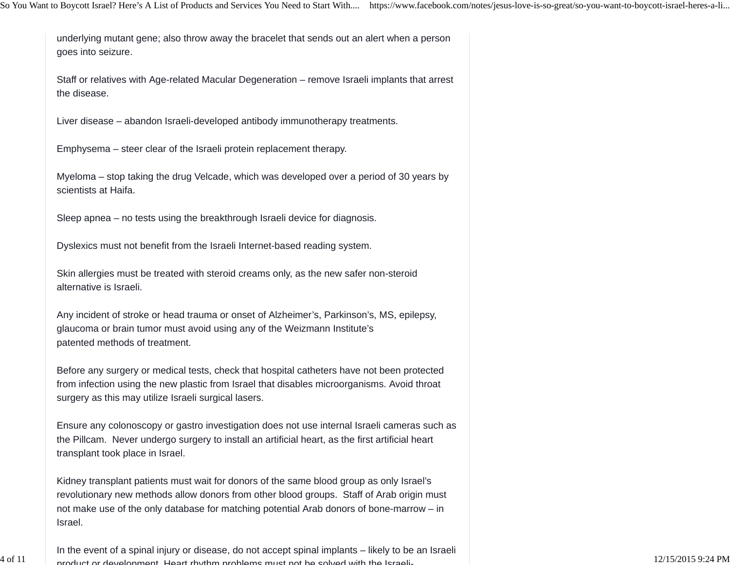underlying mutant gene; also throw away the bracelet that sends out an alert when a person goes into seizure.

Staff or relatives with Age-related Macular Degeneration – remove Israeli implants that arrest the disease.

Liver disease – abandon Israeli-developed antibody immunotherapy treatments.

Emphysema – steer clear of the Israeli protein replacement therapy.

Myeloma – stop taking the drug Velcade, which was developed over a period of 30 years by scientists at Haifa.

Sleep apnea – no tests using the breakthrough Israeli device for diagnosis.

Dyslexics must not benefit from the Israeli Internet-based reading system.

Skin allergies must be treated with steroid creams only, as the new safer non-steroid alternative is Israeli.

Any incident of stroke or head trauma or onset of Alzheimer's, Parkinson's, MS, epilepsy, glaucoma or brain tumor must avoid using any of the Weizmann Institute's patented methods of treatment.

Before any surgery or medical tests, check that hospital catheters have not been protected from infection using the new plastic from Israel that disables microorganisms. Avoid throat surgery as this may utilize Israeli surgical lasers.

Ensure any colonoscopy or gastro investigation does not use internal Israeli cameras such as the Pillcam. Never undergo surgery to install an artificial heart, as the first artificial heart transplant took place in Israel.

Kidney transplant patients must wait for donors of the same blood group as only Israel's revolutionary new methods allow donors from other blood groups. Staff of Arab origin must not make use of the only database for matching potential Arab donors of bone-marrow – in Israel.

In the event of a spinal injury or disease, do not accept spinal implants – likely to be an Israeli product or development. Heart rhythm problems must not be solved with the Israeli-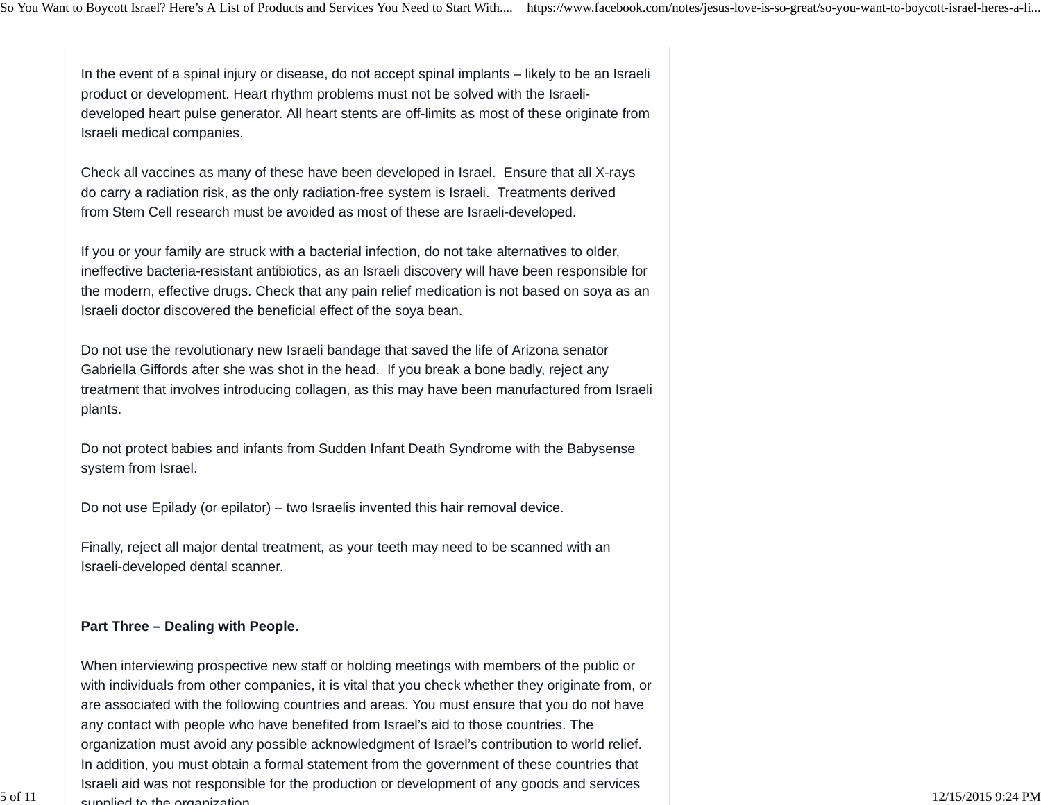In the event of a spinal injury or disease, do not accept spinal implants – likely to be an Israeli product or development. Heart rhythm problems must not be solved with the Israeli-developed heart pulse generator. All heart stents are off-limits as most of these originate from Israeli medical companies.

Check all vaccines as many of these have been developed in Israel. Ensure that all X-rays do carry a radiation risk, as the only radiation-free system is Israeli. Treatments derived from Stem Cell research must be avoided as most of these are Israeli-developed.

If you or your family are struck with a bacterial infection, do not take alternatives to older, ineffective bacteria-resistant antibiotics, as an Israeli discovery will have been responsible for the modern, effective drugs. Check that any pain relief medication is not based on soya as an Israeli doctor discovered the beneficial effect of the soya bean.

Do not use the revolutionary new Israeli bandage that saved the life of Arizona senator Gabriella Giffords after she was shot in the head. If you break a bone badly, reject any treatment that involves introducing collagen, as this may have been manufactured from Israeli plants.

Do not protect babies and infants from Sudden Infant Death Syndrome with the Babysense system from Israel.

Do not use Epilady (or epilator) – two Israelis invented this hair removal device.

Finally, reject all major dental treatment, as your teeth may need to be scanned with an Israeli-developed dental scanner.

**Part Three – Dealing with People.**

When interviewing prospective new staff or holding meetings with members of the public or with individuals from other companies, it is vital that you check whether they originate from, or are associated with the following countries and areas. You must ensure that you do not have any contact with people who have benefited from Israel's aid to those countries. The organization must avoid any possible acknowledgment of Israel's contribution to world relief. In addition, you must obtain a formal statement from the government of these countries that Israeli aid was not responsible for the production or development of any goods and services supplied to the organization.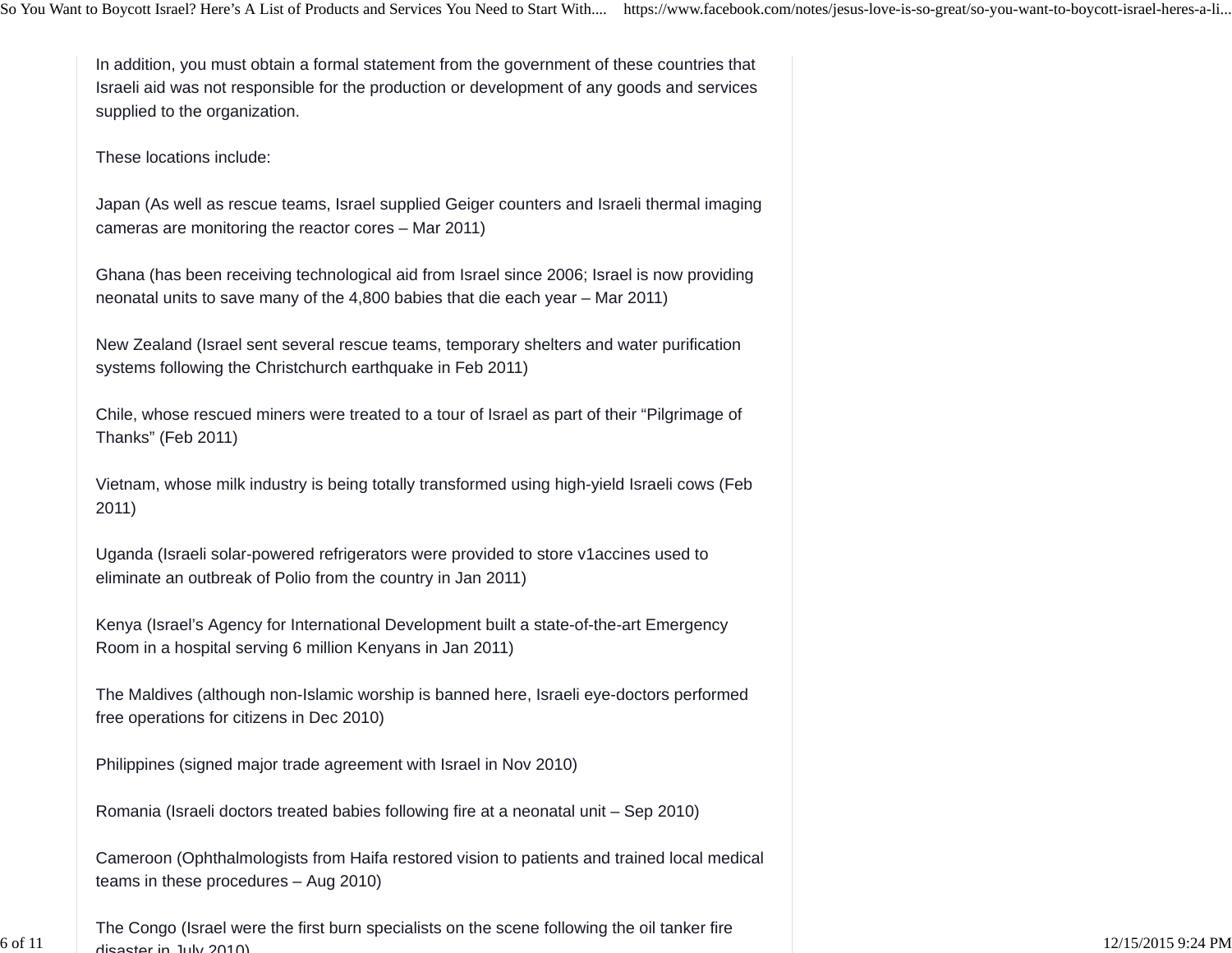In addition, you must obtain a formal statement from the government of these countries that Israeli aid was not responsible for the production or development of any goods and services supplied to the organization.

These locations include:

Japan (As well as rescue teams, Israel supplied Geiger counters and Israeli thermal imaging cameras are monitoring the reactor cores – Mar 2011)

Ghana (has been receiving technological aid from Israel since 2006; Israel is now providing neonatal units to save many of the 4,800 babies that die each year – Mar 2011)

New Zealand (Israel sent several rescue teams, temporary shelters and water purification systems following the Christchurch earthquake in Feb 2011)

Chile, whose rescued miners were treated to a tour of Israel as part of their "Pilgrimage of Thanks" (Feb 2011)

Vietnam, whose milk industry is being totally transformed using high-yield Israeli cows (Feb 2011)

Uganda (Israeli solar-powered refrigerators were provided to store v1accines used to eliminate an outbreak of Polio from the country in Jan 2011)

Kenya (Israel's Agency for International Development built a state-of-the-art Emergency Room in a hospital serving 6 million Kenyans in Jan 2011)

The Maldives (although non-Islamic worship is banned here, Israeli eye-doctors performed free operations for citizens in Dec 2010)

Philippines (signed major trade agreement with Israel in Nov 2010)

Romania (Israeli doctors treated babies following fire at a neonatal unit – Sep 2010)

Cameroon (Ophthalmologists from Haifa restored vision to patients and trained local medical teams in these procedures – Aug 2010)

The Congo (Israel were the first burn specialists on the scene following the oil tanker fire disaster in July 2010)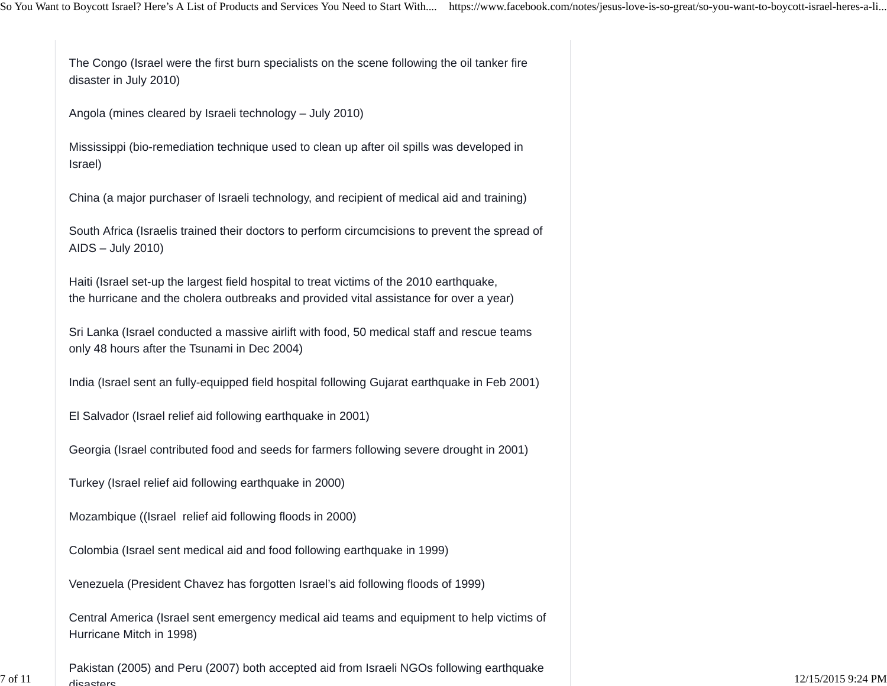The Congo (Israel were the first burn specialists on the scene following the oil tanker fire disaster in July 2010)

Angola (mines cleared by Israeli technology – July 2010)

Mississippi (bio-remediation technique used to clean up after oil spills was developed in Israel)

China (a major purchaser of Israeli technology, and recipient of medical aid and training)

South Africa (Israelis trained their doctors to perform circumcisions to prevent the spread of AIDS – July 2010)

Haiti (Israel set-up the largest field hospital to treat victims of the 2010 earthquake, the hurricane and the cholera outbreaks and provided vital assistance for over a year)

Sri Lanka (Israel conducted a massive airlift with food, 50 medical staff and rescue teams only 48 hours after the Tsunami in Dec 2004)

India (Israel sent an fully-equipped field hospital following Gujarat earthquake in Feb 2001)

El Salvador (Israel relief aid following earthquake in 2001)

Georgia (Israel contributed food and seeds for farmers following severe drought in 2001)

Turkey (Israel relief aid following earthquake in 2000)

Mozambique ((Israel relief aid following floods in 2000)

Colombia (Israel sent medical aid and food following earthquake in 1999)

Venezuela (President Chavez has forgotten Israel's aid following floods of 1999)

Central America (Israel sent emergency medical aid teams and equipment to help victims of Hurricane Mitch in 1998)

Pakistan (2005) and Peru (2007) both accepted aid from Israeli NGOs following earthquake disasters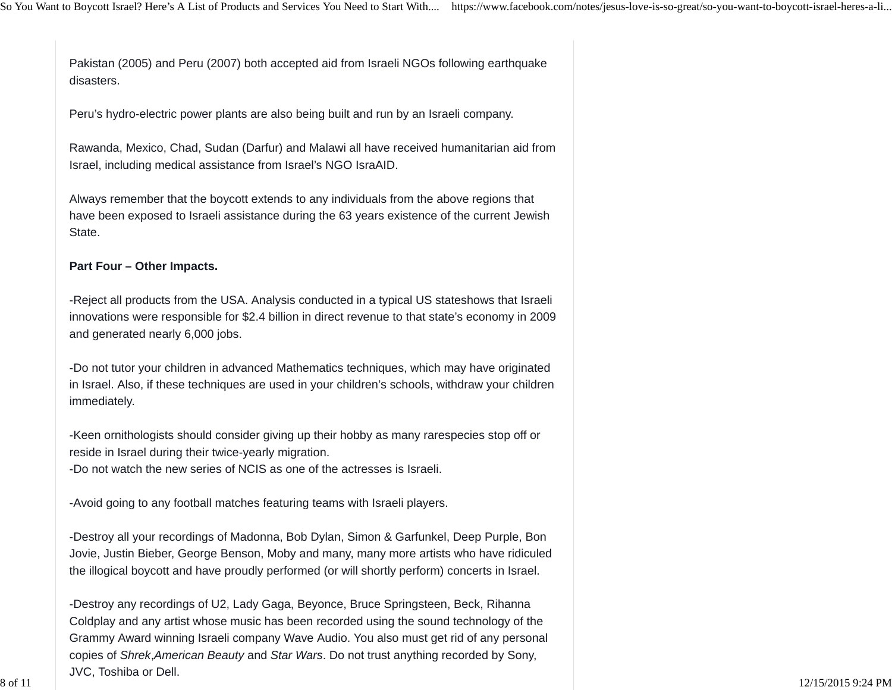Pakistan (2005) and Peru (2007) both accepted aid from Israeli NGOs following earthquake disasters.

Peru's hydro-electric power plants are also being built and run by an Israeli company.

Rawanda, Mexico, Chad, Sudan (Darfur) and Malawi all have received humanitarian aid from Israel, including medical assistance from Israel's NGO IsraAID.

Always remember that the boycott extends to any individuals from the above regions that have been exposed to Israeli assistance during the 63 years existence of the current Jewish State.

**Part Four – Other Impacts.**

-Reject all products from the USA. Analysis conducted in a typical US stateshows that Israeli innovations were responsible for $2.4 billion in direct revenue to that state's economy in 2009 and generated nearly 6,000 jobs.

-Do not tutor your children in advanced Mathematics techniques, which may have originated in Israel. Also, if these techniques are used in your children's schools, withdraw your children immediately.

-Keen ornithologists should consider giving up their hobby as many rarespecies stop off or reside in Israel during their twice-yearly migration.
-Do not watch the new series of NCIS as one of the actresses is Israeli.

-Avoid going to any football matches featuring teams with Israeli players.

-Destroy all your recordings of Madonna, Bob Dylan, Simon & Garfunkel, Deep Purple, Bon Jovie, Justin Bieber, George Benson, Moby and many, many more artists who have ridiculed the illogical boycott and have proudly performed (or will shortly perform) concerts in Israel.

-Destroy any recordings of U2, Lady Gaga, Beyonce, Bruce Springsteen, Beck, Rihanna Coldplay and any artist whose music has been recorded using the sound technology of the Grammy Award winning Israeli company Wave Audio. You also must get rid of any personal copies of *Shrek*,*American Beauty* and *Star Wars*. Do not trust anything recorded by Sony, JVC, Toshiba or Dell.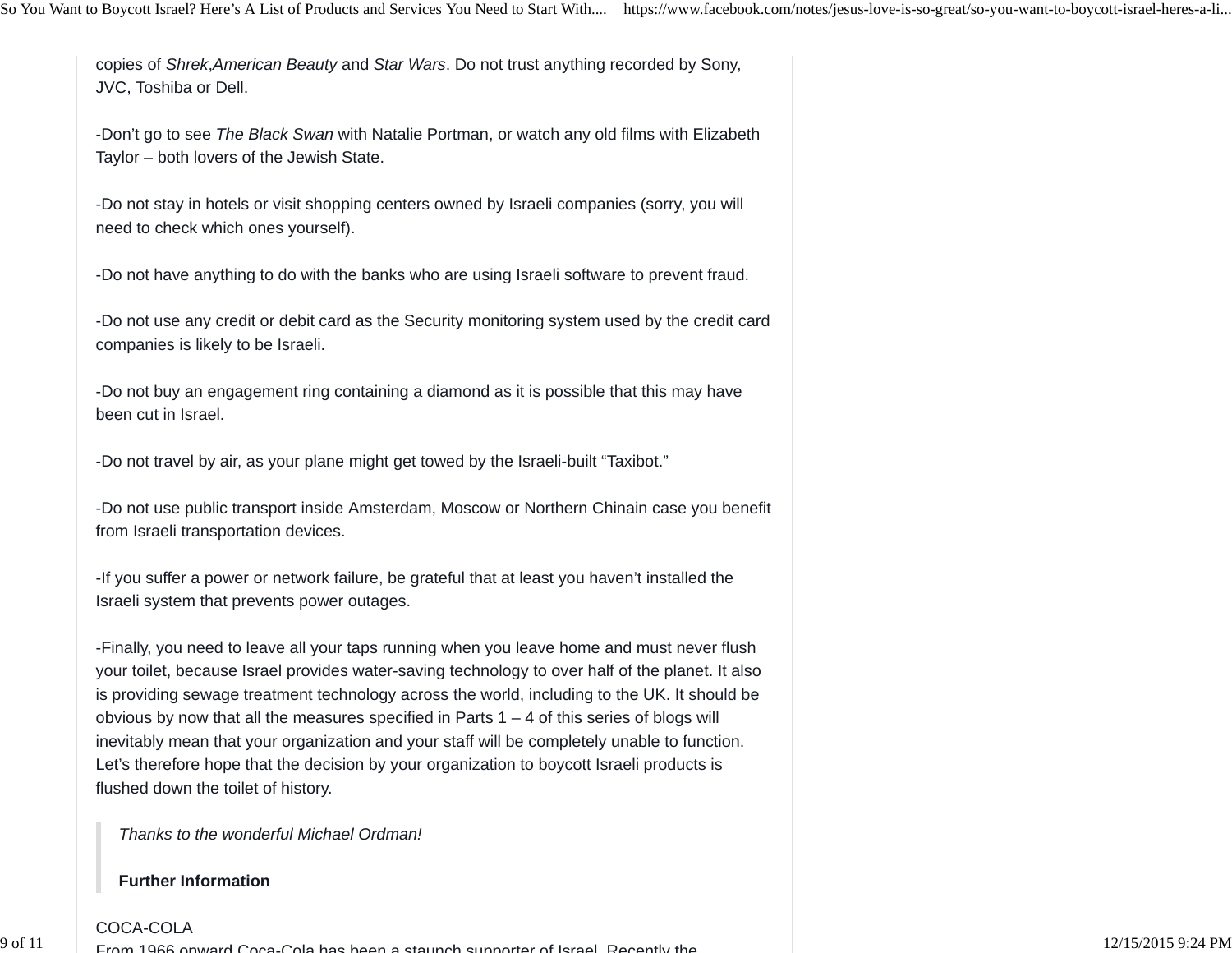copies of *Shrek*,*American Beauty* and *Star Wars*. Do not trust anything recorded by Sony, JVC, Toshiba or Dell.

-Don't go to see *The Black Swan* with Natalie Portman, or watch any old films with Elizabeth Taylor – both lovers of the Jewish State.

-Do not stay in hotels or visit shopping centers owned by Israeli companies (sorry, you will need to check which ones yourself).

-Do not have anything to do with the banks who are using Israeli software to prevent fraud.

-Do not use any credit or debit card as the Security monitoring system used by the credit card companies is likely to be Israeli.

-Do not buy an engagement ring containing a diamond as it is possible that this may have been cut in Israel.

-Do not travel by air, as your plane might get towed by the Israeli-built "Taxibot."

-Do not use public transport inside Amsterdam, Moscow or Northern Chinain case you benefit from Israeli transportation devices.

-If you suffer a power or network failure, be grateful that at least you haven't installed the Israeli system that prevents power outages.

-Finally, you need to leave all your taps running when you leave home and must never flush your toilet, because Israel provides water-saving technology to over half of the planet. It also is providing sewage treatment technology across the world, including to the UK. It should be obvious by now that all the measures specified in Parts 1 – 4 of this series of blogs will inevitably mean that your organization and your staff will be completely unable to function. Let's therefore hope that the decision by your organization to boycott Israeli products is flushed down the toilet of history.

> *Thanks to the wonderful Michael Ordman!*
>
> **Further Information**

COCA-COLA

From 1966 onward Coca-Cola has been a staunch supporter of Israel. Recently the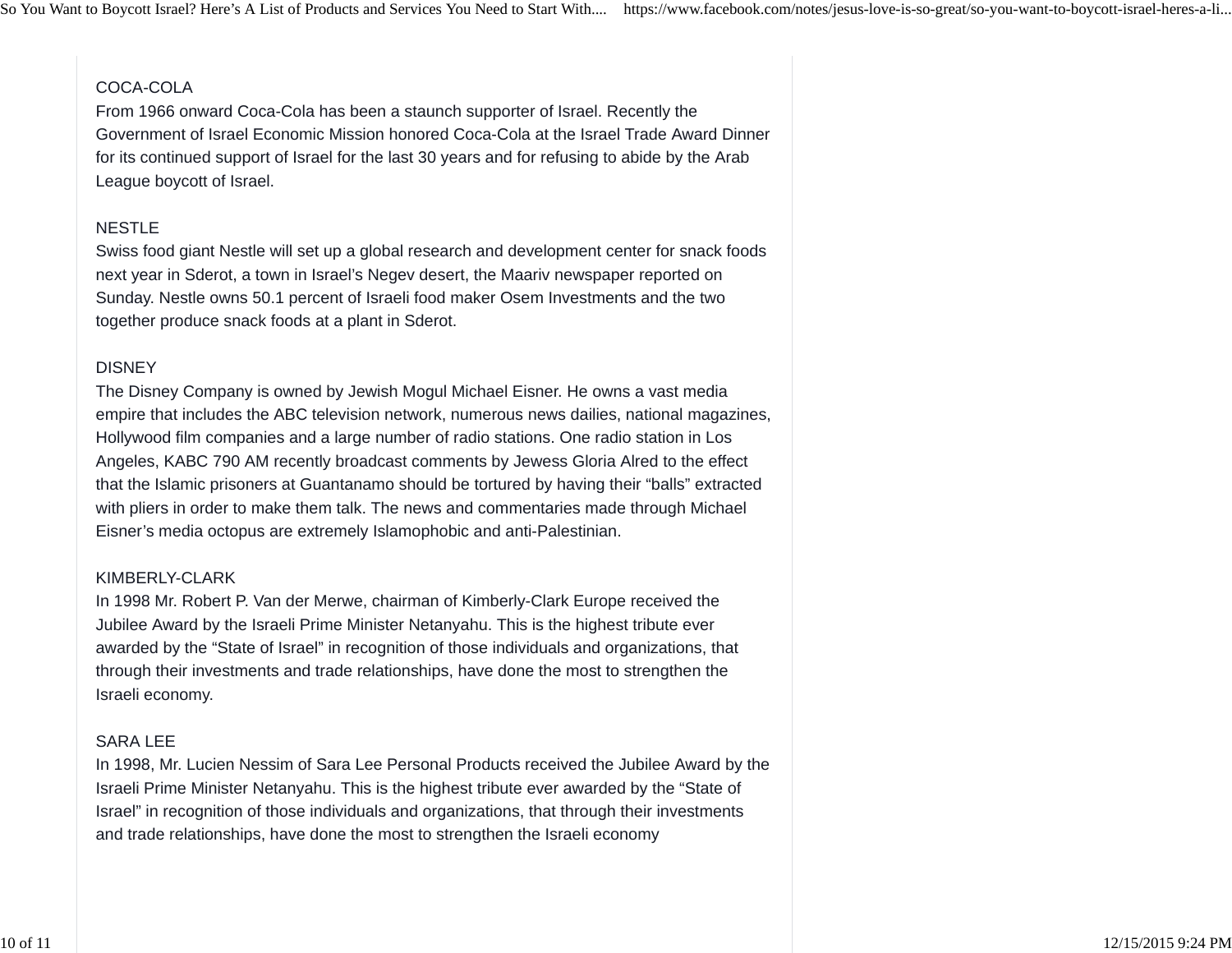COCA-COLA

From 1966 onward Coca-Cola has been a staunch supporter of Israel. Recently the Government of Israel Economic Mission honored Coca-Cola at the Israel Trade Award Dinner for its continued support of Israel for the last 30 years and for refusing to abide by the Arab League boycott of Israel.

NESTLE

Swiss food giant Nestle will set up a global research and development center for snack foods next year in Sderot, a town in Israel's Negev desert, the Maariv newspaper reported on Sunday. Nestle owns 50.1 percent of Israeli food maker Osem Investments and the two together produce snack foods at a plant in Sderot.

DISNEY

The Disney Company is owned by Jewish Mogul Michael Eisner. He owns a vast media empire that includes the ABC television network, numerous news dailies, national magazines, Hollywood film companies and a large number of radio stations. One radio station in Los Angeles, KABC 790 AM recently broadcast comments by Jewess Gloria Alred to the effect that the Islamic prisoners at Guantanamo should be tortured by having their "balls" extracted with pliers in order to make them talk. The news and commentaries made through Michael Eisner's media octopus are extremely Islamophobic and anti-Palestinian.

KIMBERLY-CLARK

In 1998 Mr. Robert P. Van der Merwe, chairman of Kimberly-Clark Europe received the Jubilee Award by the Israeli Prime Minister Netanyahu. This is the highest tribute ever awarded by the "State of Israel" in recognition of those individuals and organizations, that through their investments and trade relationships, have done the most to strengthen the Israeli economy.

SARA LEE

In 1998, Mr. Lucien Nessim of Sara Lee Personal Products received the Jubilee Award by the Israeli Prime Minister Netanyahu. This is the highest tribute ever awarded by the "State of Israel" in recognition of those individuals and organizations, that through their investments and trade relationships, have done the most to strengthen the Israeli economy